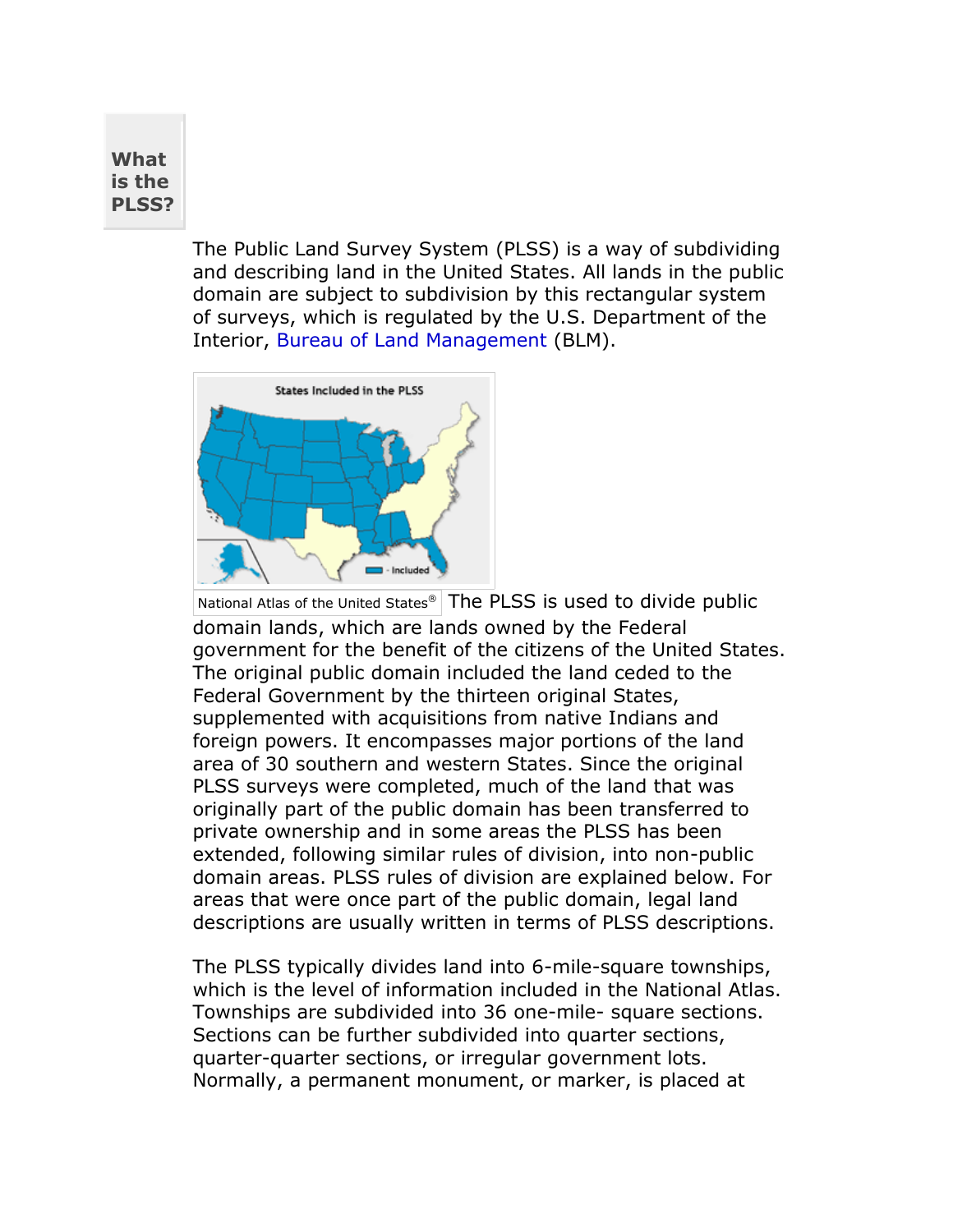## What is the PLSS?

The Public Land Survey System (PLSS) is a way of subdividing and describing land in the United States. All lands in the public domain are subject to subdivision by this rectangular system of surveys, which is regulated by the U.S. Department of the Interior, Bureau of Land Management (BLM).

National Atlas of the United States®

The PLSS is used to divide public domain lands, which are lands owned by the Federal government for the benefit of the citizens of the United States. The original public domain included the land ceded to the Federal Government by the thirteen original States, supplemented with acquisitions from native Indians and foreign powers. It encompasses major portions of the land area of 30 southern and western States. Since the original PLSS surveys were completed, much of the land that was originally part of the public domain has been transferred to private ownership and in some areas the PLSS has been extended, following similar rules of division, into non-public domain areas. PLSS rules of division are explained below. For areas that were once part of the public domain, legal land descriptions are usually written in terms of PLSS descriptions.

The PLSS typically divides land into 6-mile-square townships, which is the level of information included in the National Atlas. Townships are subdivided into 36 one-mile- square sections. Sections can be further subdivided into quarter sections, quarter-quarter sections, or irregular government lots. Normally, a permanent monument, or marker, is placed at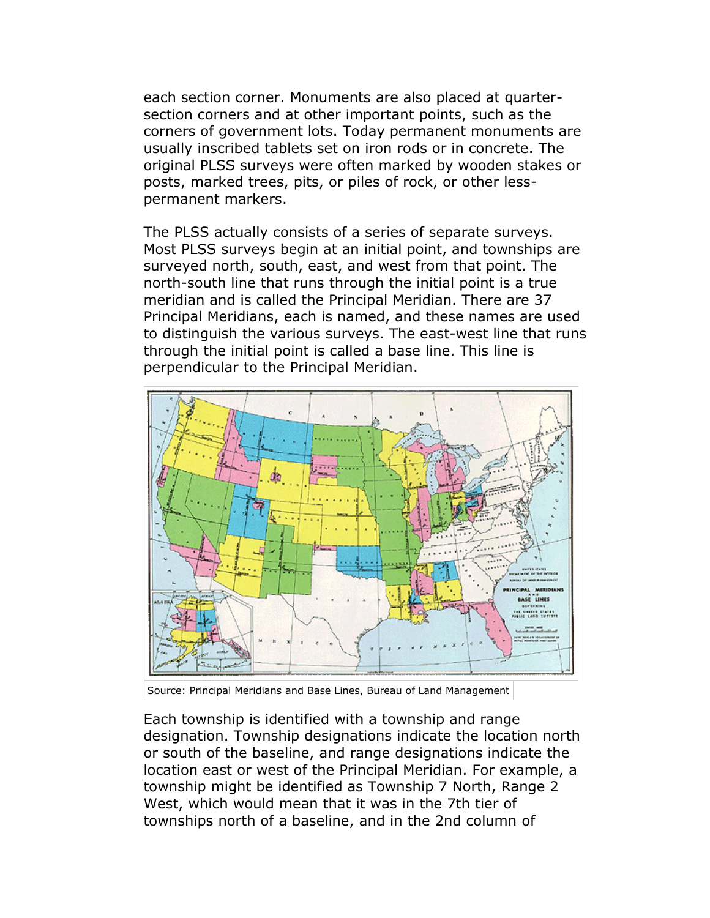each section corner. Monuments are also placed at quarter-section corners and at other important points, such as the corners of government lots. Today permanent monuments are usually inscribed tablets set on iron rods or in concrete. The original PLSS surveys were often marked by wooden stakes or posts, marked trees, pits, or piles of rock, or other less-permanent markers.

The PLSS actually consists of a series of separate surveys. Most PLSS surveys begin at an initial point, and townships are surveyed north, south, east, and west from that point. The north-south line that runs through the initial point is a true meridian and is called the Principal Meridian. There are 37 Principal Meridians, each is named, and these names are used to distinguish the various surveys. The east-west line that runs through the initial point is called a base line. This line is perpendicular to the Principal Meridian.

Source: Principal Meridians and Base Lines, Bureau of Land Management

Each township is identified with a township and range designation. Township designations indicate the location north or south of the baseline, and range designations indicate the location east or west of the Principal Meridian. For example, a township might be identified as Township 7 North, Range 2 West, which would mean that it was in the 7th tier of townships north of a baseline, and in the 2nd column of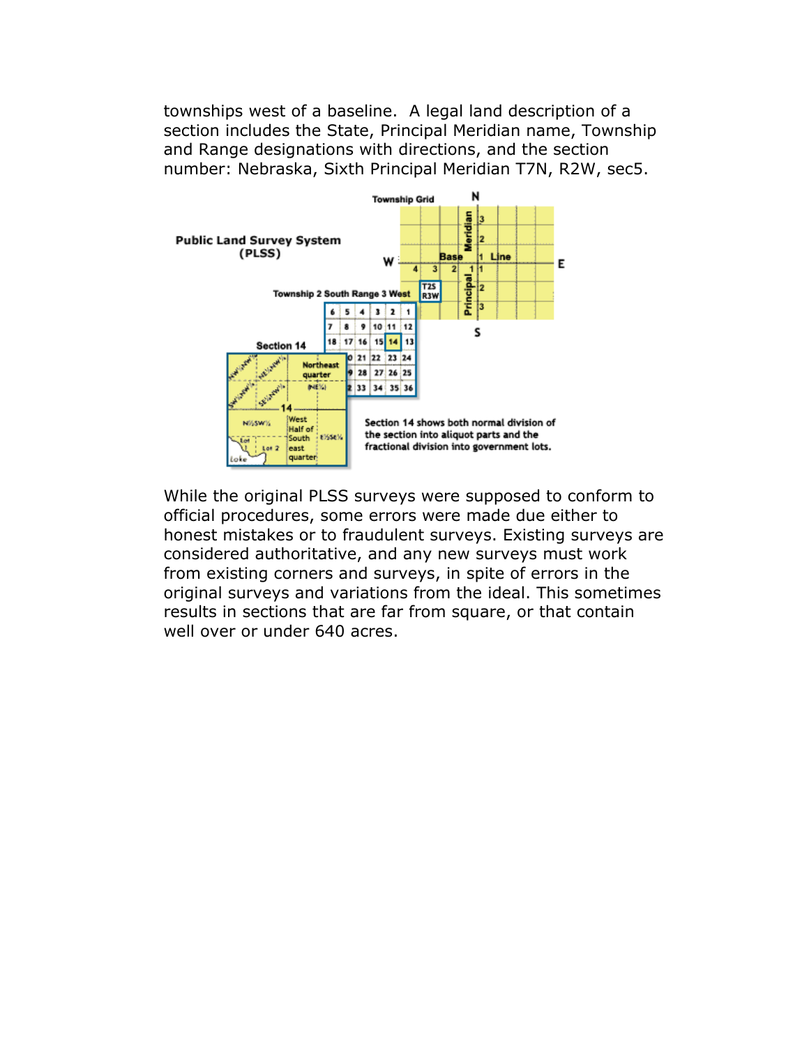townships west of a baseline. A legal land description of a section includes the State, Principal Meridian name, Township and Range designations with directions, and the section number: Nebraska, Sixth Principal Meridian T7N, R2W, sec5.

Public Land Survey System (PLSS)

Township Grid

Township 2 South Range 3 West

Section 14

Section 14 shows both normal division of the section into aliquot parts and the fractional division into government lots.

While the original PLSS surveys were supposed to conform to official procedures, some errors were made due either to honest mistakes or to fraudulent surveys. Existing surveys are considered authoritative, and any new surveys must work from existing corners and surveys, in spite of errors in the original surveys and variations from the ideal. This sometimes results in sections that are far from square, or that contain well over or under 640 acres.